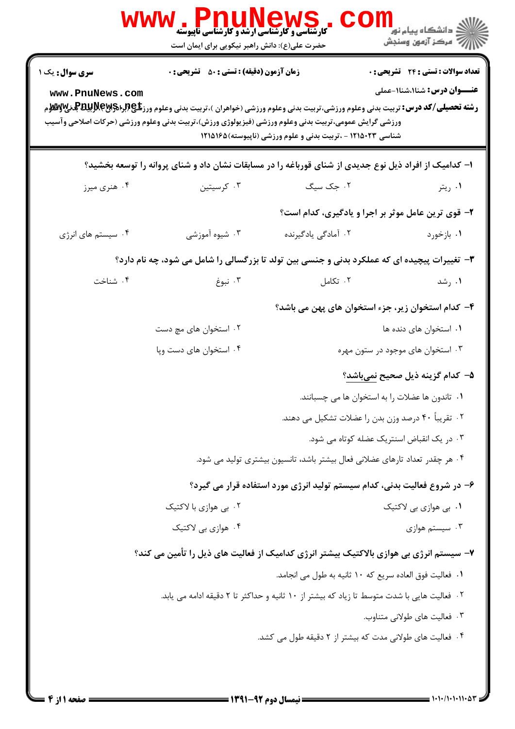**www.PnuNews.com**

**کارشناسی و کارشناسی ارشد و کارشناسی ناپیوسته**

حضرت علی(ع): دانش راهبر نیکویی برای ایمان است

دانشگاه پیام نور
مرکز آزمون وسنجش

**سری سوال:** یک ۱ | **زمان آزمون (دقیقه) : تستی : ۵۰ تشریحی : ۰** | **تعداد سوالات : تستی : ۲۴ تشریحی : ۰**

**عنـــوان درس:** شنا۱،شنا۱-عملی

**رشته تحصیلی/کد درس:** تربیت بدنی وعلوم ورزشی،تربیت بدنی وعلوم ورزشی (خواهران )،تربیت بدنی وعلوم ورزشی (برادران)،تربیت بدنی وعلوم ورزشی گرایش عمومی،تربیت بدنی وعلوم ورزشی (فیزیولوژی ورزش)،تربیت بدنی وعلوم ورزشی (حرکات اصلاحی وآسیب شناسی ۱۲۱۵۰۲۳ - ،تربیت بدنی و علوم ورزشی (ناپیوسته)۱۲۱۵۱۶۵

۱- کدامیک از افراد ذیل نوع جدیدی از شنای قورباغه را در مسابقات نشان داد و شنای پروانه را توسعه بخشید؟

۱. ریتر ۲. جک سیگ ۳. کرسیتین ۴. هنری میرز

۲- قوی ترین عامل موثر بر اجرا و یادگیری، کدام است؟

۱. بازخورد ۲. آمادگی یادگیرنده ۳. شیوه آموزشی ۴. سیستم های انرژی

۳- تغییرات پیچیده ای که عملکرد بدنی و جنسی بین تولد تا بزرگسالی را شامل می شود، چه نام دارد؟

۱. رشد ۲. تکامل ۳. نبوغ ۴. شناخت

۴- کدام استخوان زیر، جزء استخوان های پهن می باشد؟

۱. استخوان های دنده ها ۲. استخوان های مچ دست
۳. استخوان های موجود در ستون مهره ۴. استخوان های دست وپا

۵- کدام گزینه ذیل صحیح نمی‌باشد؟

۱. تاندون ها عضلات را به استخوان ها می چسبانند.
۲. تقریباً ۴۰ درصد وزن بدن را عضلات تشکیل می دهند.
۳. در یک انقباض استتریک عضله کوتاه می شود.
۴. هر چقدر تعداد تارهای عضلانی فعال بیشتر باشد، تانسیون بیشتری تولید می شود.

۶- در شروع فعالیت بدنی، کدام سیستم تولید انرژی مورد استفاده قرار می گیرد؟

۱. بی هوازی بی لاکتیک ۲. بی هوازی با لاکتیک
۳. سیستم هوازی ۴. هوازی بی لاکتیک

۷- سیستم انرژی بی هوازی بالاکتیک بیشتر انرژی کدامیک از فعالیت های ذیل را تأمین می کند؟

۱. فعالیت فوق العاده سریع که ۱۰ ثانیه به طول می انجامد.
۲. فعالیت هایی با شدت متوسط تا زیاد که بیشتر از ۱۰ ثانیه و حداکثر تا ۲ دقیقه ادامه می یابد.
۳. فعالیت های طولانی متناوب.
۴. فعالیت های طولانی مدت که بیشتر از ۲ دقیقه طول می کشد.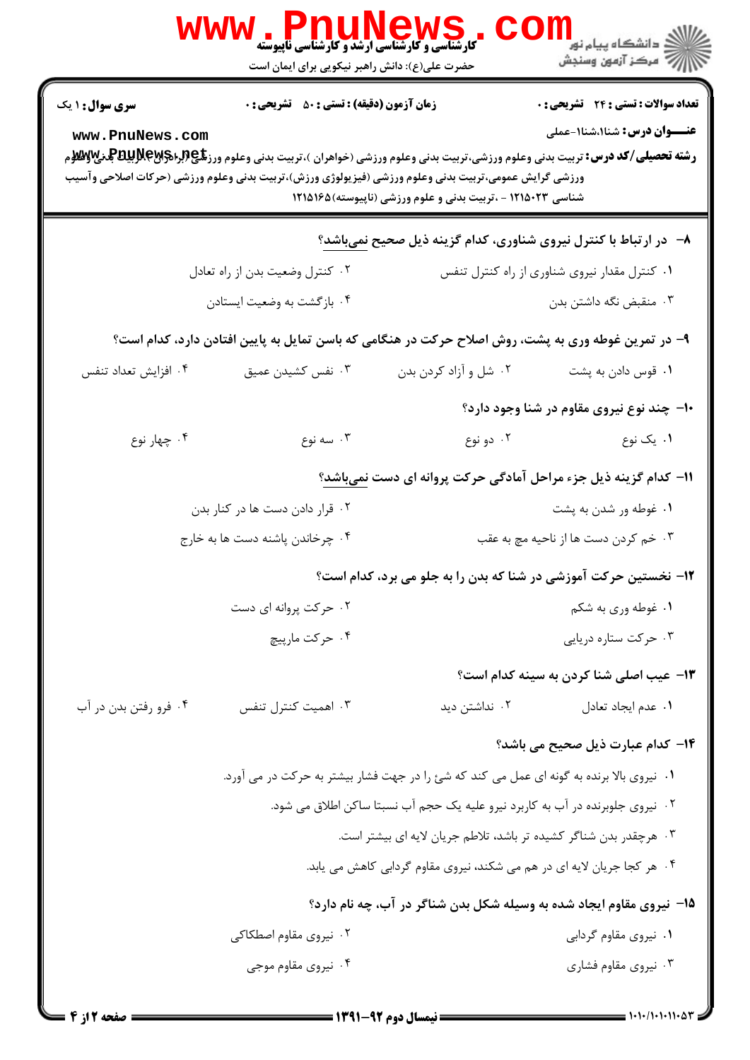**سری سوال:** ۱ یک
**زمان آزمون (دقیقه):** تستی : ۵۰ تشریحی : ۰
**تعداد سوالات:** تستی : ۲۴ تشریحی : ۰

**عنـــوان درس:** شنا۱،شنا۱-عملی

**رشته تحصیلی/کد درس:** تربیت بدنی وعلوم ورزشی،تربیت بدنی وعلوم ورزشی (خواهران )،تربیت بدنی وعلوم ورزشی (برادران )،تربیت بدنی وعلوم ورزشی گرایش عمومی،تربیت بدنی وعلوم ورزشی (فیزیولوژی ورزش)،تربیت بدنی وعلوم ورزشی (حرکات اصلاحی وآسیب شناسی ۱۲۱۵۰۲۳ - ،تربیت بدنی و علوم ورزشی (ناپیوسته)۱۲۱۵۱۶۵

۸- در ارتباط با کنترل نیروی شناوری، کدام گزینه ذیل صحیح **نمی‌باشد**؟

۱. کنترل مقدار نیروی شناوری از راه کنترل تنفس
۲. کنترل وضعیت بدن از راه تعادل
۳. منقبض نگه داشتن بدن
۴. بازگشت به وضعیت ایستادن

۹- در تمرین غوطه وری به پشت، روش اصلاح حرکت در هنگامی که باسن تمایل به پایین افتادن دارد، کدام است؟

۱. قوس دادن به پشت
۲. شل و آزاد کردن بدن
۳. نفس کشیدن عمیق
۴. افزایش تعداد تنفس

۱۰- چند نوع نیروی مقاوم در شنا وجود دارد؟

۱. یک نوع
۲. دو نوع
۳. سه نوع
۴. چهار نوع

۱۱- کدام گزینه ذیل جزء مراحل آمادگی حرکت پروانه ای دست **نمی‌باشد**؟

۱. غوطه ور شدن به پشت
۲. قرار دادن دست ها در کنار بدن
۳. خم کردن دست ها از ناحیه مچ به عقب
۴. چرخاندن پاشنه دست ها به خارج

۱۲- نخستین حرکت آموزشی در شنا که بدن را به جلو می برد، کدام است؟

۱. غوطه وری به شکم
۲. حرکت پروانه ای دست
۳. حرکت ستاره دریایی
۴. حرکت مارپیچ

۱۳- عیب اصلی شنا کردن به سینه کدام است؟

۱. عدم ایجاد تعادل
۲. نداشتن دید
۳. اهمیت کنترل تنفس
۴. فرو رفتن بدن در آب

۱۴- کدام عبارت ذیل صحیح می باشد؟

۱. نیروی بالا برنده به گونه ای عمل می کند که شئ را در جهت فشار بیشتر به حرکت در می آورد.
۲. نیروی جلوبرنده در آب به کاربرد نیرو علیه یک حجم آب نسبتا ساکن اطلاق می شود.
۳. هرچقدر بدن شناگر کشیده تر باشد، تلاطم جریان لایه ای بیشتر است.
۴. هر کجا جریان لایه ای در هم می شکند، نیروی مقاوم گردابی کاهش می یابد.

۱۵- نیروی مقاوم ایجاد شده به وسیله شکل بدن شناگر در آب، چه نام دارد؟

۱. نیروی مقاوم گردابی
۲. نیروی مقاوم اصطکاکی
۳. نیروی مقاوم فشاری
۴. نیروی مقاوم موجی

**نیمسال دوم ۹۲-۱۳۹۱**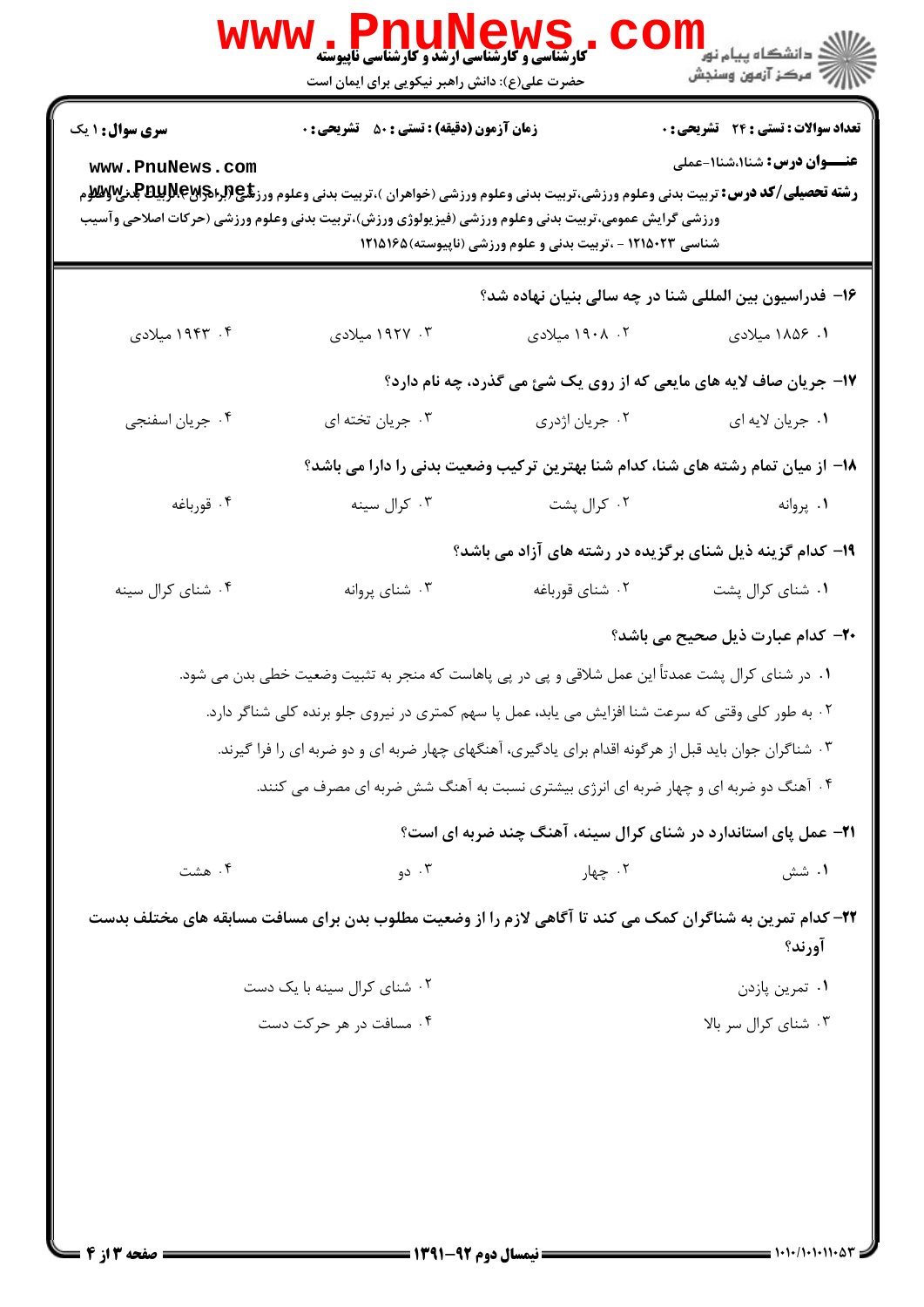**سری سوال:** ۱ یک | **زمان آزمون (دقیقه) : تستی :** ۵۰ **تشریحی :** ۰ | **تعداد سوالات : تستی :** ۲۴ **تشریحی :** ۰

**عنـــوان درس:** شنا۱،شنا۱-عملی

**رشته تحصیلی/کد درس:** تربیت بدنی وعلوم ورزشی،تربیت بدنی وعلوم ورزشی (خواهران )،تربیت بدنی وعلوم ورزشی (برادران)،تربیت بدنی وعلوم ورزشی گرایش عمومی،تربیت بدنی وعلوم ورزشی (فیزیولوژی ورزش)،تربیت بدنی وعلوم ورزشی (حرکات اصلاحی وآسیب شناسی ۱۲۱۵۰۲۳ - ،تربیت بدنی و علوم ورزشی (ناپیوسته)۱۲۱۵۱۶۵

۱۶- فدراسیون بین المللی شنا در چه سالی بنیان نهاده شد؟

۱. ۱۸۵۶ میلادی
۲. ۱۹۰۸ میلادی
۳. ۱۹۲۷ میلادی
۴. ۱۹۴۳ میلادی

۱۷- جریان صاف لایه های مایعی که از روی یک شئ می گذرد، چه نام دارد؟

۱. جریان لایه ای
۲. جریان اژدری
۳. جریان تخته ای
۴. جریان اسفنجی

۱۸- از میان تمام رشته های شنا، کدام شنا بهترین ترکیب وضعیت بدنی را دارا می باشد؟

۱. پروانه
۲. کرال پشت
۳. کرال سینه
۴. قورباغه

۱۹- کدام گزینه ذیل شنای برگزیده در رشته های آزاد می باشد؟

۱. شنای کرال پشت
۲. شنای قورباغه
۳. شنای پروانه
۴. شنای کرال سینه

۲۰- کدام عبارت ذیل صحیح می باشد؟

۱. در شنای کرال پشت عمدتاً این عمل شلاقی و پی در پی پاهاست که منجر به تثبیت وضعیت خطی بدن می شود.
۲. به طور کلی وقتی که سرعت شنا افزایش می یابد، عمل پا سهم کمتری در نیروی جلو برنده کلی شناگر دارد.
۳. شناگران جوان باید قبل از هرگونه اقدام برای یادگیری، آهنگهای چهار ضربه ای و دو ضربه ای را فرا گیرند.
۴. آهنگ دو ضربه ای و چهار ضربه ای انرژی بیشتری نسبت به آهنگ شش ضربه ای مصرف می کنند.

۲۱- عمل پای استاندارد در شنای کرال سینه، آهنگ چند ضربه ای است؟

۱. شش
۲. چهار
۳. دو
۴. هشت

۲۲- کدام تمرین به شناگران کمک می کند تا آگاهی لازم را از وضعیت مطلوب بدن برای مسافت مسابقه های مختلف بدست آورند؟

۱. تمرین پازدن
۲. شنای کرال سینه با یک دست
۳. شنای کرال سر بالا
۴. مسافت در هر حرکت دست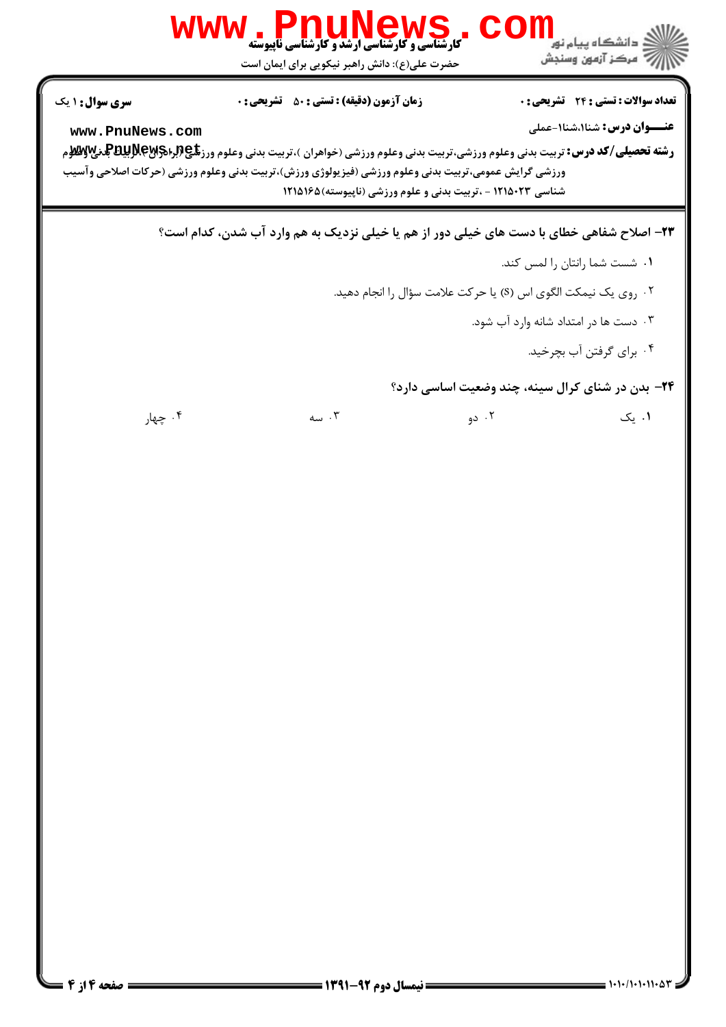۲۳- اصلاح شفاهی خطای با دست های خیلی دور از هم یا خیلی نزدیک به هم وارد آب شدن، کدام است؟

۱. شست شما رانتان را لمس کند.

۲. روی یک نیمکت الگوی اس (S) یا حرکت علامت سؤال را انجام دهید.

۳. دست ها در امتداد شانه وارد آب شود.

۴. برای گرفتن آب بچرخید.

۲۴- بدن در شنای کرال سینه، چند وضعیت اساسی دارد؟

۱. یک

۲. دو

۳. سه

۴. چهار